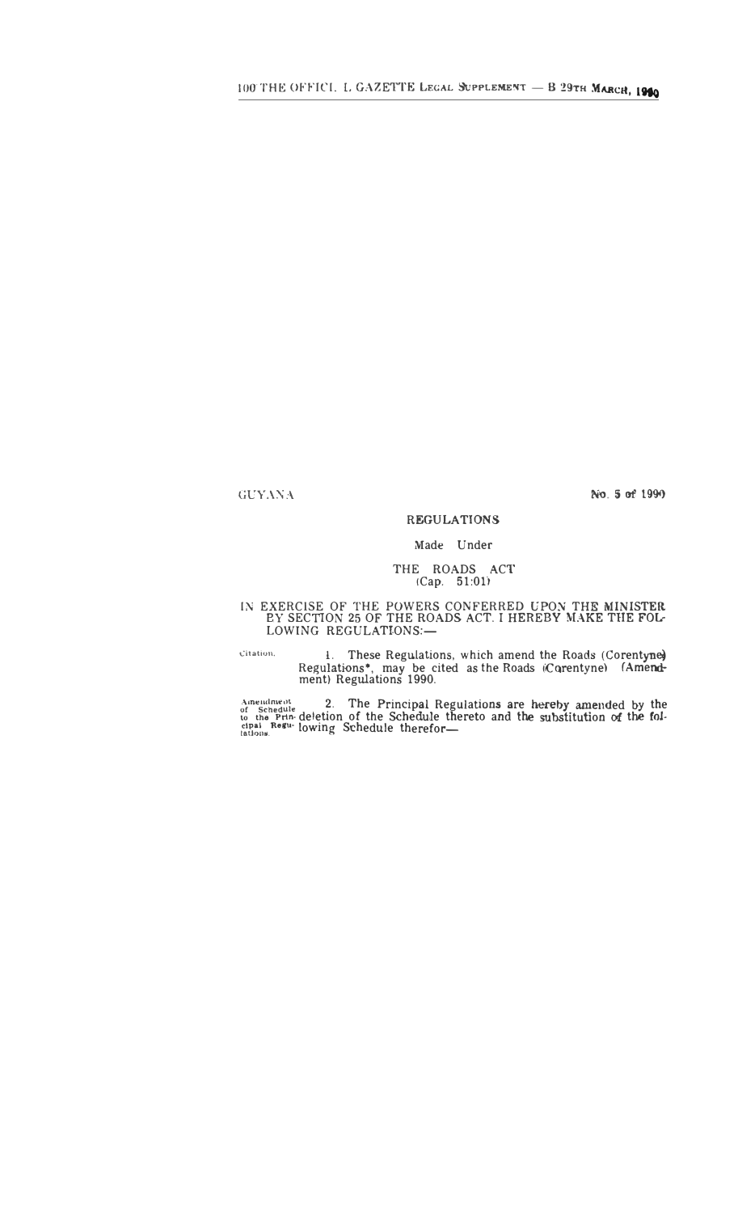GUYANA

No. 5 of 1990

## REGULATIONS

Made Under

## THE ROADS ACT
(Cap. 51:01)

IN EXERCISE OF THE POWERS CONFERRED UPON THE MINISTER BY SECTION 25 OF THE ROADS ACT, I HEREBY MAKE THE FOLLOWING REGULATIONS:—

Citation.

1. These Regulations, which amend the Roads (Corentyne) Regulations*, may be cited as the Roads (Corentyne) (Amendment) Regulations 1990.

Amendment of Schedule to the Principal Regulations.

2. The Principal Regulations are hereby amended by the deletion of the Schedule thereto and the substitution of the following Schedule therefor—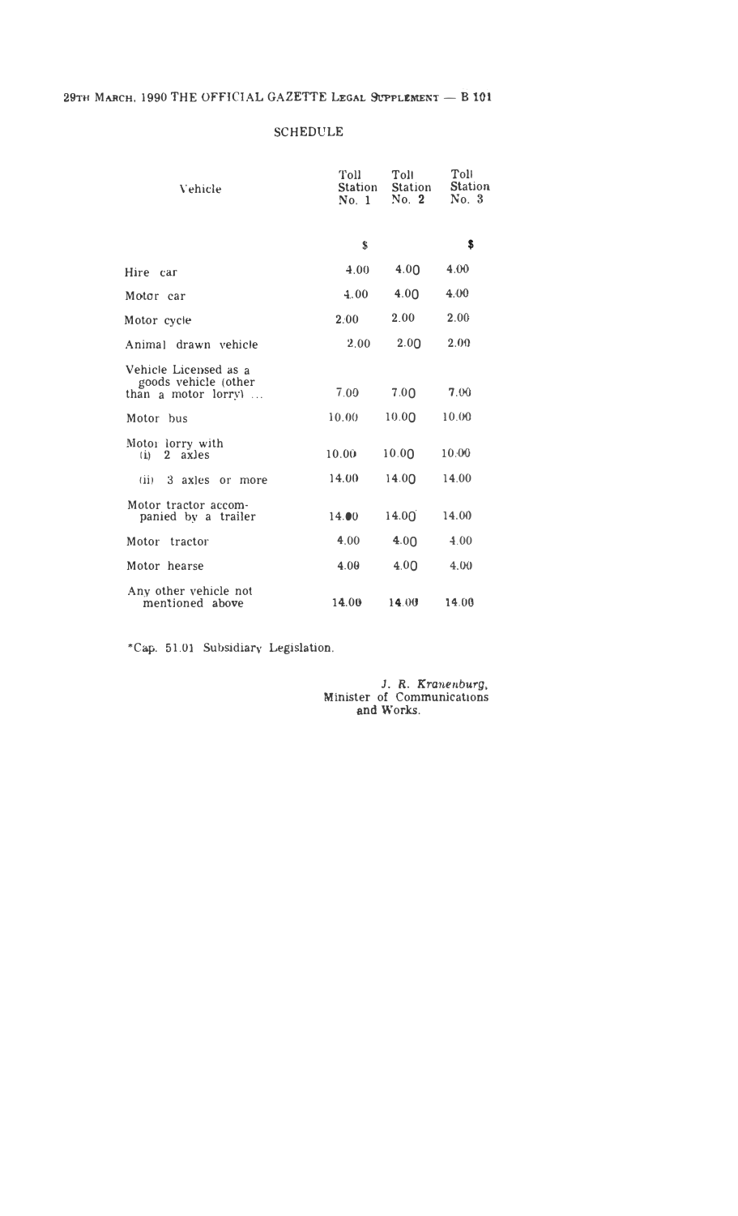## SCHEDULE

| Vehicle | Toll Station No. 1 | Toll Station No. 2 | Toll Station No. 3 |
|---|---|---|---|
| | $ | | $ |
| Hire car | 4.00 | 4.00 | 4.00 |
| Motor car | 4.00 | 4.00 | 4.00 |
| Motor cycle | 2.00 | 2.00 | 2.00 |
| Animal drawn vehicle | 2.00 | 2.00 | 2.00 |
| Vehicle Licensed as a goods vehicle (other than a motor lorry) ... | 7.00 | 7.00 | 7.00 |
| Motor bus | 10.00 | 10.00 | 10.00 |
| Motor lorry with (i) 2 axles | 10.00 | 10.00 | 10.00 |
| (ii) 3 axles or more | 14.00 | 14.00 | 14.00 |
| Motor tractor accompanied by a trailer | 14.00 | 14.00 | 14.00 |
| Motor tractor | 4.00 | 4.00 | 4.00 |
| Motor hearse | 4.00 | 4.00 | 4.00 |
| Any other vehicle not mentioned above | 14.00 | 14.00 | 14.00 |

*Cap. 51.01 Subsidiary Legislation.

*J. R. Kranenburg,*
Minister of Communications and Works.